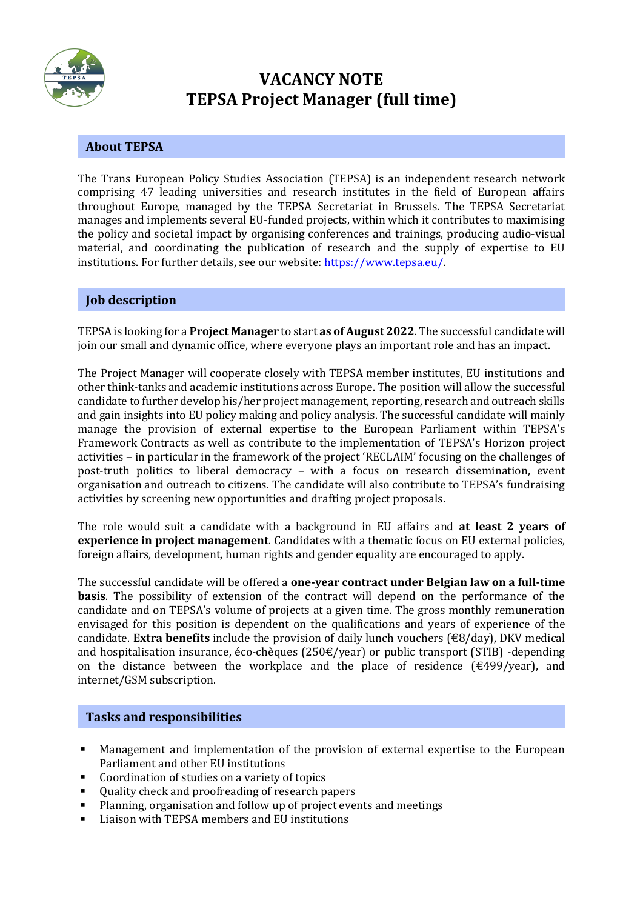# VACANCY NOTE
# TEPSA Project Manager (full time)

## About TEPSA

The Trans European Policy Studies Association (TEPSA) is an independent research network comprising 47 leading universities and research institutes in the field of European affairs throughout Europe, managed by the TEPSA Secretariat in Brussels. The TEPSA Secretariat manages and implements several EU-funded projects, within which it contributes to maximising the policy and societal impact by organising conferences and trainings, producing audio-visual material, and coordinating the publication of research and the supply of expertise to EU institutions. For further details, see our website: https://www.tepsa.eu/.

## Job description

TEPSA is looking for a **Project Manager** to start **as of August 2022**. The successful candidate will join our small and dynamic office, where everyone plays an important role and has an impact.

The Project Manager will cooperate closely with TEPSA member institutes, EU institutions and other think-tanks and academic institutions across Europe. The position will allow the successful candidate to further develop his/her project management, reporting, research and outreach skills and gain insights into EU policy making and policy analysis. The successful candidate will mainly manage the provision of external expertise to the European Parliament within TEPSA's Framework Contracts as well as contribute to the implementation of TEPSA's Horizon project activities – in particular in the framework of the project 'RECLAIM' focusing on the challenges of post-truth politics to liberal democracy – with a focus on research dissemination, event organisation and outreach to citizens. The candidate will also contribute to TEPSA's fundraising activities by screening new opportunities and drafting project proposals.

The role would suit a candidate with a background in EU affairs and **at least 2 years of experience in project management**. Candidates with a thematic focus on EU external policies, foreign affairs, development, human rights and gender equality are encouraged to apply.

The successful candidate will be offered a **one-year contract under Belgian law on a full-time basis**. The possibility of extension of the contract will depend on the performance of the candidate and on TEPSA's volume of projects at a given time. The gross monthly remuneration envisaged for this position is dependent on the qualifications and years of experience of the candidate. **Extra benefits** include the provision of daily lunch vouchers (€8/day), DKV medical and hospitalisation insurance, éco-chèques (250€/year) or public transport (STIB) -depending on the distance between the workplace and the place of residence (€499/year), and internet/GSM subscription.

## Tasks and responsibilities

- Management and implementation of the provision of external expertise to the European Parliament and other EU institutions
- Coordination of studies on a variety of topics
- Quality check and proofreading of research papers
- Planning, organisation and follow up of project events and meetings
- Liaison with TEPSA members and EU institutions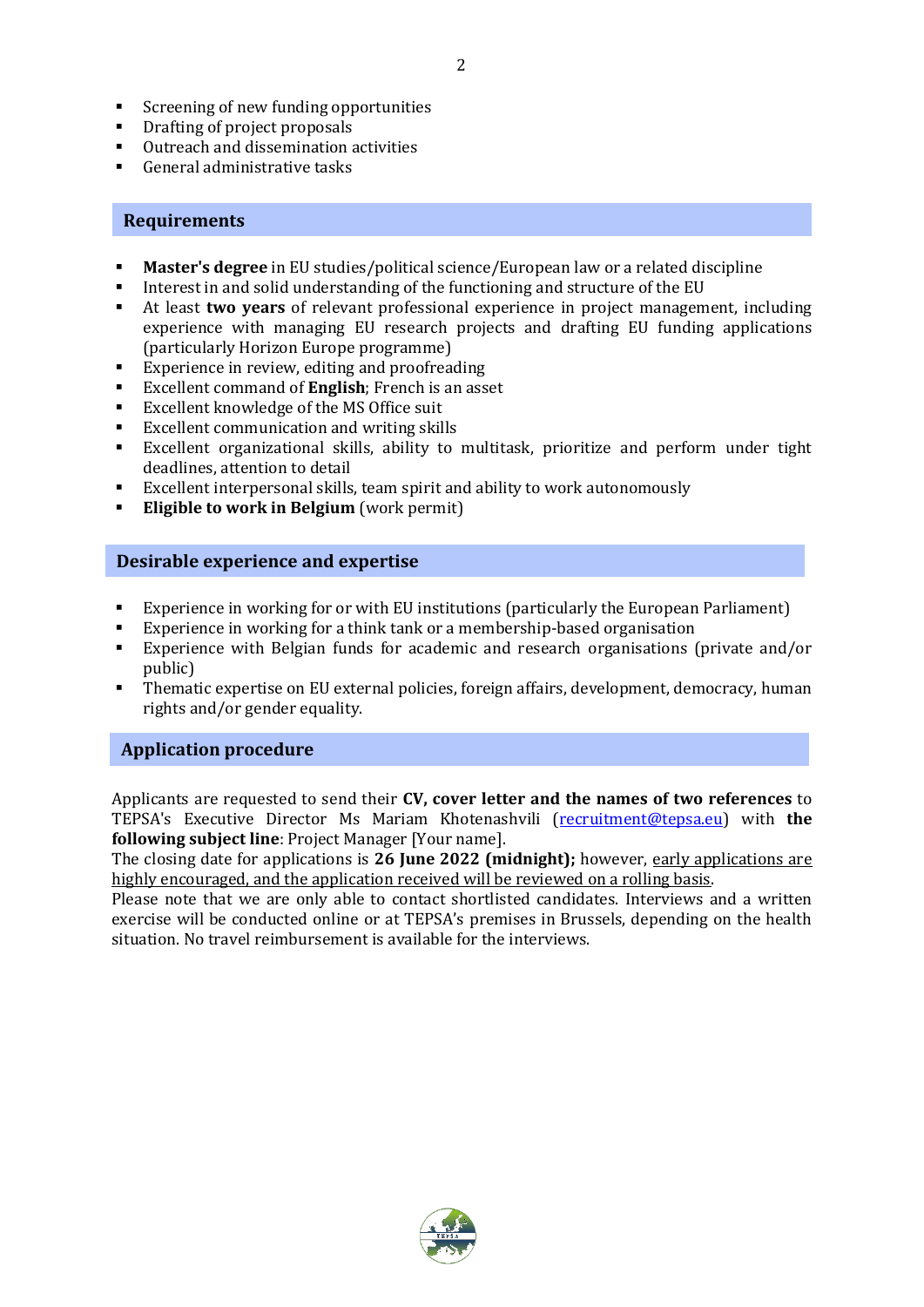- Screening of new funding opportunities
- Drafting of project proposals
- Outreach and dissemination activities
- General administrative tasks

## Requirements

- **Master's degree** in EU studies/political science/European law or a related discipline
- Interest in and solid understanding of the functioning and structure of the EU
- At least **two years** of relevant professional experience in project management, including experience with managing EU research projects and drafting EU funding applications (particularly Horizon Europe programme)
- Experience in review, editing and proofreading
- Excellent command of **English**; French is an asset
- Excellent knowledge of the MS Office suit
- Excellent communication and writing skills
- Excellent organizational skills, ability to multitask, prioritize and perform under tight deadlines, attention to detail
- Excellent interpersonal skills, team spirit and ability to work autonomously
- **Eligible to work in Belgium** (work permit)

## Desirable experience and expertise

- Experience in working for or with EU institutions (particularly the European Parliament)
- Experience in working for a think tank or a membership-based organisation
- Experience with Belgian funds for academic and research organisations (private and/or public)
- Thematic expertise on EU external policies, foreign affairs, development, democracy, human rights and/or gender equality.

## Application procedure

Applicants are requested to send their **CV, cover letter and the names of two references** to TEPSA's Executive Director Ms Mariam Khotenashvili (recruitment@tepsa.eu) with **the following subject line**: Project Manager [Your name].
The closing date for applications is **26 June 2022 (midnight);** however, early applications are highly encouraged, and the application received will be reviewed on a rolling basis.
Please note that we are only able to contact shortlisted candidates. Interviews and a written exercise will be conducted online or at TEPSA's premises in Brussels, depending on the health situation. No travel reimbursement is available for the interviews.